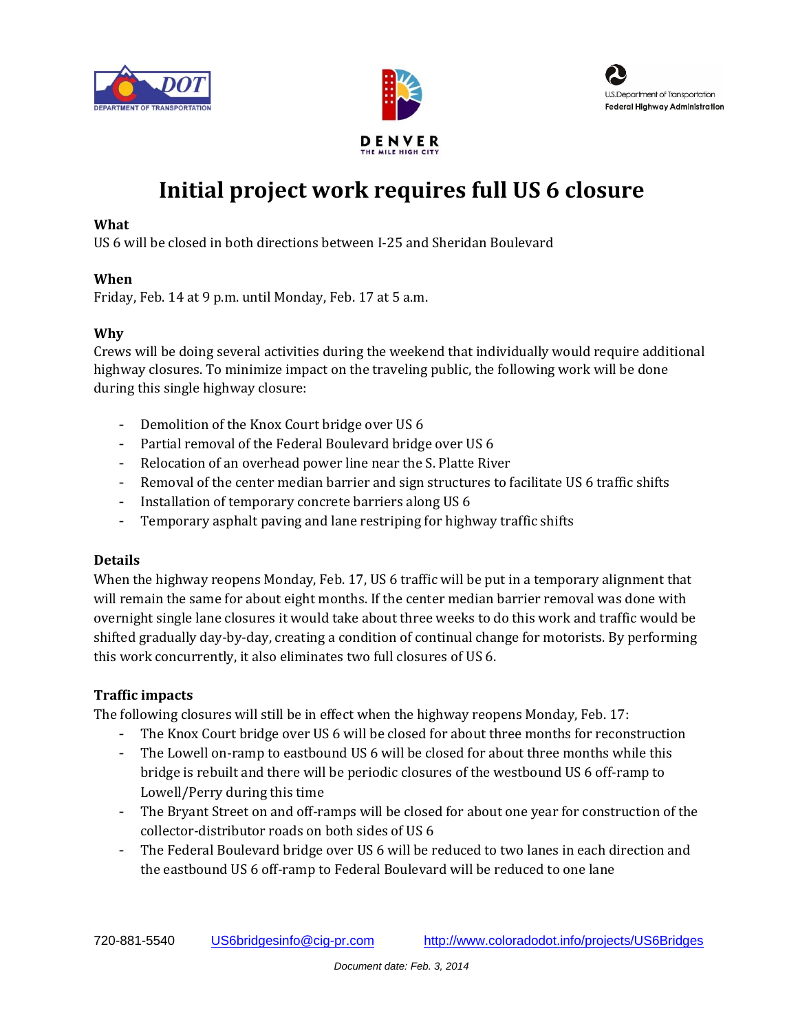# Initial project work requires full US 6 closure

**What**
US 6 will be closed in both directions between I-25 and Sheridan Boulevard

**When**
Friday, Feb. 14 at 9 p.m. until Monday, Feb. 17 at 5 a.m.

**Why**
Crews will be doing several activities during the weekend that individually would require additional highway closures. To minimize impact on the traveling public, the following work will be done during this single highway closure:

- Demolition of the Knox Court bridge over US 6
- Partial removal of the Federal Boulevard bridge over US 6
- Relocation of an overhead power line near the S. Platte River
- Removal of the center median barrier and sign structures to facilitate US 6 traffic shifts
- Installation of temporary concrete barriers along US 6
- Temporary asphalt paving and lane restriping for highway traffic shifts

**Details**
When the highway reopens Monday, Feb. 17, US 6 traffic will be put in a temporary alignment that will remain the same for about eight months. If the center median barrier removal was done with overnight single lane closures it would take about three weeks to do this work and traffic would be shifted gradually day-by-day, creating a condition of continual change for motorists. By performing this work concurrently, it also eliminates two full closures of US 6.

**Traffic impacts**
The following closures will still be in effect when the highway reopens Monday, Feb. 17:

- The Knox Court bridge over US 6 will be closed for about three months for reconstruction
- The Lowell on-ramp to eastbound US 6 will be closed for about three months while this bridge is rebuilt and there will be periodic closures of the westbound US 6 off-ramp to Lowell/Perry during this time
- The Bryant Street on and off-ramps will be closed for about one year for construction of the collector-distributor roads on both sides of US 6
- The Federal Boulevard bridge over US 6 will be reduced to two lanes in each direction and the eastbound US 6 off-ramp to Federal Boulevard will be reduced to one lane

720-881-5540 US6bridgesinfo@cig-pr.com http://www.coloradodot.info/projects/US6Bridges

*Document date: Feb. 3, 2014*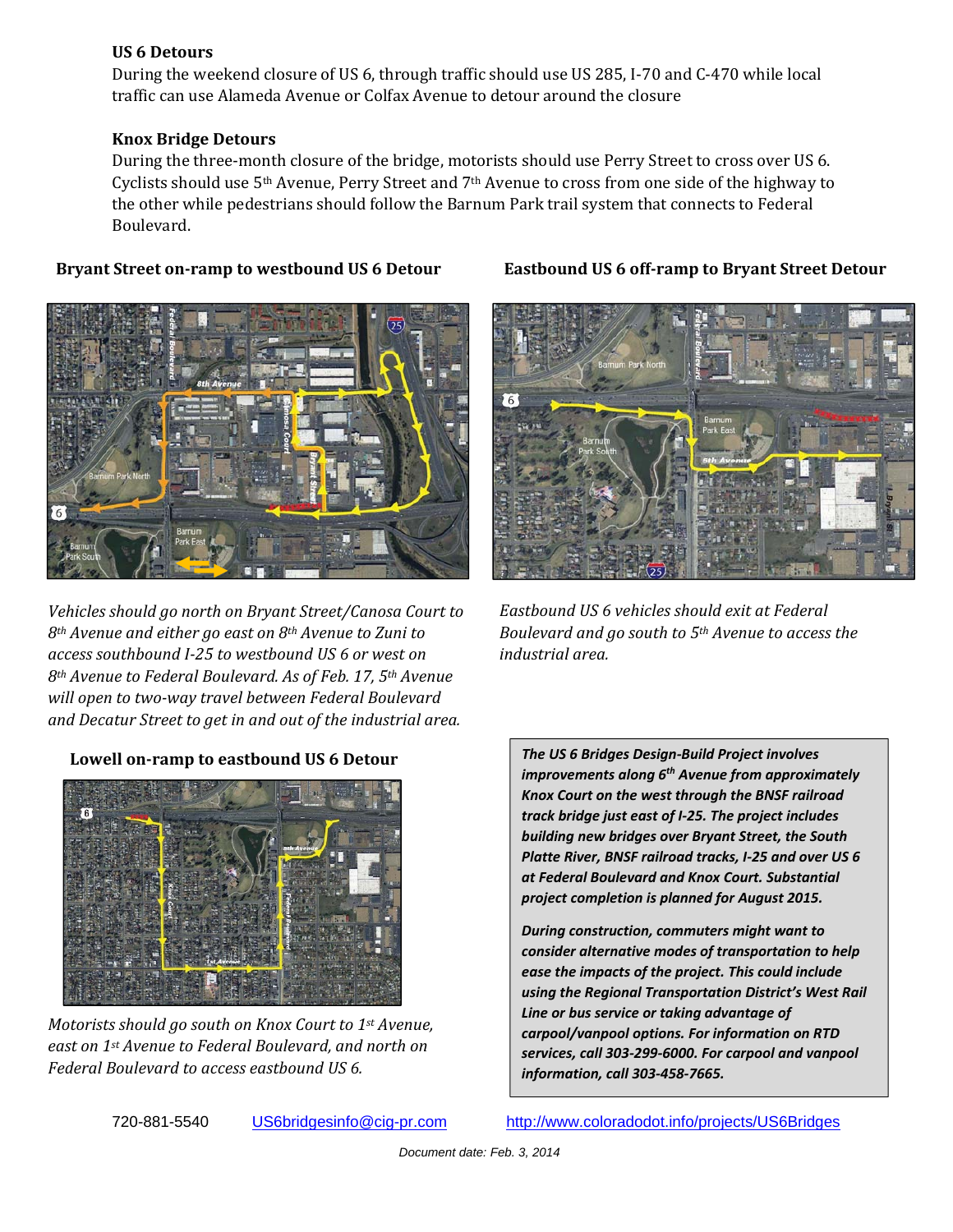### US 6 Detours

During the weekend closure of US 6, through traffic should use US 285, I-70 and C-470 while local traffic can use Alameda Avenue or Colfax Avenue to detour around the closure

### Knox Bridge Detours

During the three-month closure of the bridge, motorists should use Perry Street to cross over US 6. Cyclists should use 5th Avenue, Perry Street and 7th Avenue to cross from one side of the highway to the other while pedestrians should follow the Barnum Park trail system that connects to Federal Boulevard.

### Bryant Street on-ramp to westbound US 6 Detour

*Vehicles should go north on Bryant Street/Canosa Court to 8th Avenue and either go east on 8th Avenue to Zuni to access southbound I-25 to westbound US 6 or west on 8th Avenue to Federal Boulevard. As of Feb. 17, 5th Avenue will open to two-way travel between Federal Boulevard and Decatur Street to get in and out of the industrial area.*

### Eastbound US 6 off-ramp to Bryant Street Detour

*Eastbound US 6 vehicles should exit at Federal Boulevard and go south to 5th Avenue to access the industrial area.*

### Lowell on-ramp to eastbound US 6 Detour

*Motorists should go south on Knox Court to 1st Avenue, east on 1st Avenue to Federal Boulevard, and north on Federal Boulevard to access eastbound US 6.*

***The US 6 Bridges Design-Build Project involves improvements along 6th Avenue from approximately Knox Court on the west through the BNSF railroad track bridge just east of I-25. The project includes building new bridges over Bryant Street, the South Platte River, BNSF railroad tracks, I-25 and over US 6 at Federal Boulevard and Knox Court. Substantial project completion is planned for August 2015.***

***During construction, commuters might want to consider alternative modes of transportation to help ease the impacts of the project. This could include using the Regional Transportation District's West Rail Line or bus service or taking advantage of carpool/vanpool options. For information on RTD services, call 303-299-6000. For carpool and vanpool information, call 303-458-7665.***

720-881-5540 US6bridgesinfo@cig-pr.com http://www.coloradodot.info/projects/US6Bridges

*Document date: Feb. 3, 2014*